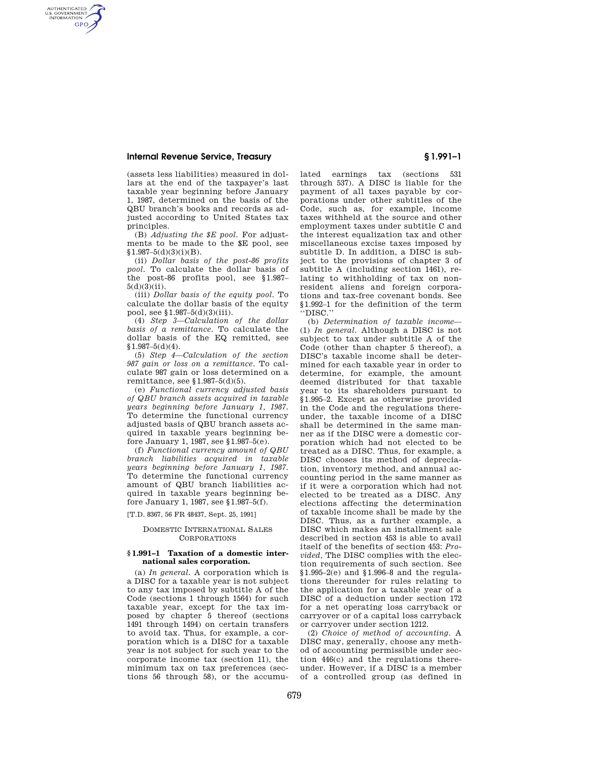(assets less liabilities) measured in dollars at the end of the taxpayer's last taxable year beginning before January 1, 1987, determined on the basis of the QBU branch's books and records as adjusted according to United States tax principles.

(B) *Adjusting the $E pool.* For adjustments to be made to the $E pool, see §1.987–5(d)(3)(i)(B).

(ii) *Dollar basis of the post-86 profits pool.* To calculate the dollar basis of the post-86 profits pool, see §1.987–5(d)(3)(ii).

(iii) *Dollar basis of the equity pool.* To calculate the dollar basis of the equity pool, see §1.987–5(d)(3)(iii).

(4) *Step 3—Calculation of the dollar basis of a remittance.* To calculate the dollar basis of the EQ remitted, see §1.987–5(d)(4).

(5) *Step 4—Calculation of the section 987 gain or loss on a remittance.* To calculate 987 gain or loss determined on a remittance, see §1.987–5(d)(5).

(e) *Functional currency adjusted basis of QBU branch assets acquired in taxable years beginning before January 1, 1987.* To determine the functional currency adjusted basis of QBU branch assets acquired in taxable years beginning before January 1, 1987, see §1.987–5(e).

(f) *Functional currency amount of QBU branch liabilities acquired in taxable years beginning before January 1, 1987.* To determine the functional currency amount of QBU branch liabilities acquired in taxable years beginning before January 1, 1987, see §1.987–5(f).

[T.D. 8367, 56 FR 48437, Sept. 25, 1991]

## DOMESTIC INTERNATIONAL SALES CORPORATIONS

### §1.991–1 Taxation of a domestic international sales corporation.

(a) *In general.* A corporation which is a DISC for a taxable year is not subject to any tax imposed by subtitle A of the Code (sections 1 through 1564) for such taxable year, except for the tax imposed by chapter 5 thereof (sections 1491 through 1494) on certain transfers to avoid tax. Thus, for example, a corporation which is a DISC for a taxable year is not subject for such year to the corporate income tax (section 11), the minimum tax on tax preferences (sections 56 through 58), or the accumulated earnings tax (sections 531 through 537). A DISC is liable for the payment of all taxes payable by corporations under other subtitles of the Code, such as, for example, income taxes withheld at the source and other employment taxes under subtitle C and the interest equalization tax and other miscellaneous excise taxes imposed by subtitle D. In addition, a DISC is subject to the provisions of chapter 3 of subtitle A (including section 1461), relating to withholding of tax on nonresident aliens and foreign corporations and tax-free covenant bonds. See §1.992–1 for the definition of the term "DISC."

(b) *Determination of taxable income*—(1) *In general.* Although a DISC is not subject to tax under subtitle A of the Code (other than chapter 5 thereof), a DISC's taxable income shall be determined for each taxable year in order to determine, for example, the amount deemed distributed for that taxable year to its shareholders pursuant to §1.995–2. Except as otherwise provided in the Code and the regulations thereunder, the taxable income of a DISC shall be determined in the same manner as if the DISC were a domestic corporation which had not elected to be treated as a DISC. Thus, for example, a DISC chooses its method of depreciation, inventory method, and annual accounting period in the same manner as if it were a corporation which had not elected to be treated as a DISC. Any elections affecting the determination of taxable income shall be made by the DISC. Thus, as a further example, a DISC which makes an installment sale described in section 453 is able to avail itself of the benefits of section 453: *Provided,* The DISC complies with the election requirements of such section. See §1.995–2(e) and §1.996–8 and the regulations thereunder for rules relating to the application for a taxable year of a DISC of a deduction under section 172 for a net operating loss carryback or carryover or of a capital loss carryback or carryover under section 1212.

(2) *Choice of method of accounting.* A DISC may, generally, choose any method of accounting permissible under section 446(c) and the regulations thereunder. However, if a DISC is a member of a controlled group (as defined in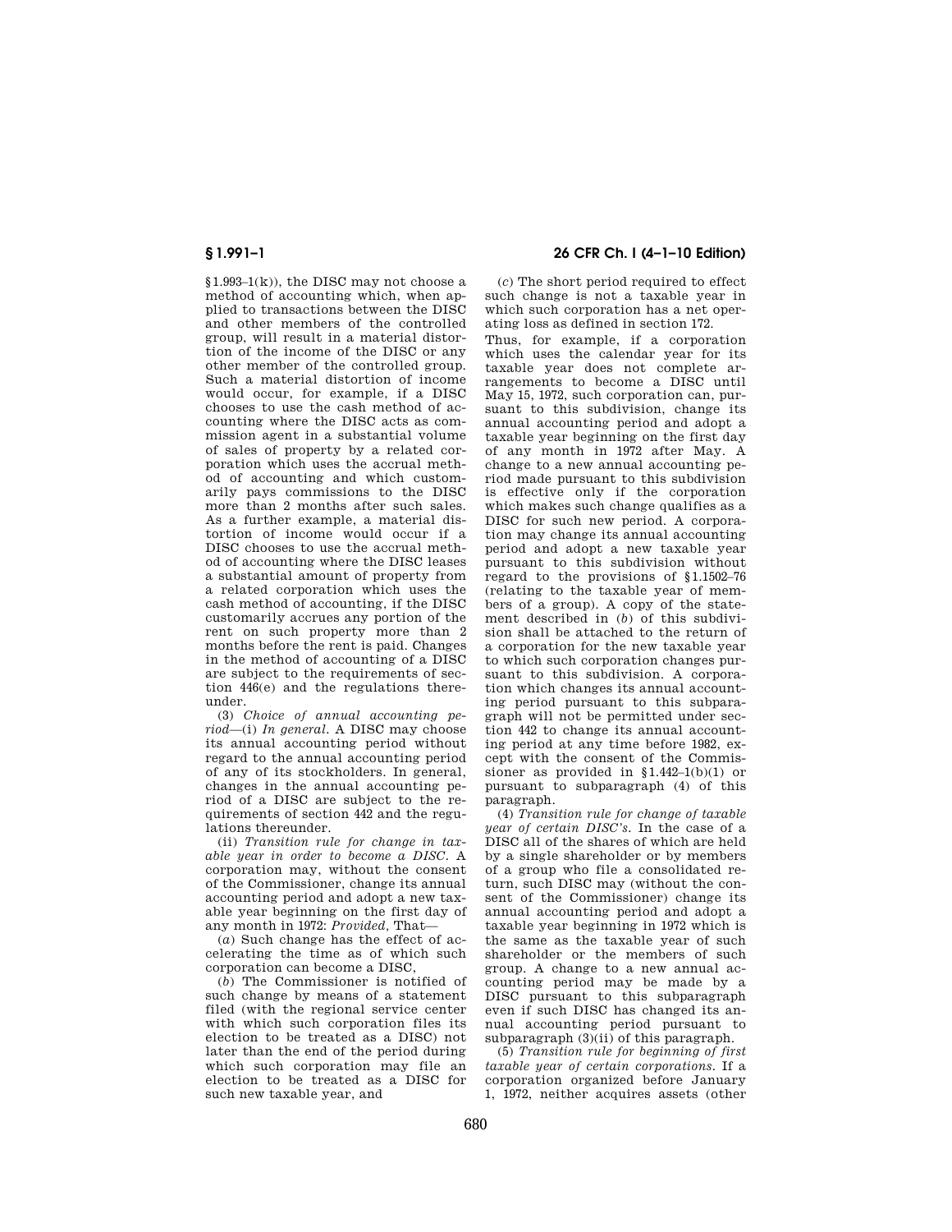§1.993–1(k)), the DISC may not choose a method of accounting which, when applied to transactions between the DISC and other members of the controlled group, will result in a material distortion of the income of the DISC or any other member of the controlled group. Such a material distortion of income would occur, for example, if a DISC chooses to use the cash method of accounting where the DISC acts as commission agent in a substantial volume of sales of property by a related corporation which uses the accrual method of accounting and which customarily pays commissions to the DISC more than 2 months after such sales. As a further example, a material distortion of income would occur if a DISC chooses to use the accrual method of accounting where the DISC leases a substantial amount of property from a related corporation which uses the cash method of accounting, if the DISC customarily accrues any portion of the rent on such property more than 2 months before the rent is paid. Changes in the method of accounting of a DISC are subject to the requirements of section 446(e) and the regulations thereunder.

(3) *Choice of annual accounting period*—(i) *In general.* A DISC may choose its annual accounting period without regard to the annual accounting period of any of its stockholders. In general, changes in the annual accounting period of a DISC are subject to the requirements of section 442 and the regulations thereunder.

(ii) *Transition rule for change in taxable year in order to become a DISC.* A corporation may, without the consent of the Commissioner, change its annual accounting period and adopt a new taxable year beginning on the first day of any month in 1972: *Provided,* That—

(*a*) Such change has the effect of accelerating the time as of which such corporation can become a DISC,

(*b*) The Commissioner is notified of such change by means of a statement filed (with the regional service center with which such corporation files its election to be treated as a DISC) not later than the end of the period during which such corporation may file an election to be treated as a DISC for such new taxable year, and

(*c*) The short period required to effect such change is not a taxable year in which such corporation has a net operating loss as defined in section 172.

Thus, for example, if a corporation which uses the calendar year for its taxable year does not complete arrangements to become a DISC until May 15, 1972, such corporation can, pursuant to this subdivision, change its annual accounting period and adopt a taxable year beginning on the first day of any month in 1972 after May. A change to a new annual accounting period made pursuant to this subdivision is effective only if the corporation which makes such change qualifies as a DISC for such new period. A corporation may change its annual accounting period and adopt a new taxable year pursuant to this subdivision without regard to the provisions of §1.1502–76 (relating to the taxable year of members of a group). A copy of the statement described in (*b*) of this subdivision shall be attached to the return of a corporation for the new taxable year to which such corporation changes pursuant to this subdivision. A corporation which changes its annual accounting period pursuant to this subparagraph will not be permitted under section 442 to change its annual accounting period at any time before 1982, except with the consent of the Commissioner as provided in §1.442–1(b)(1) or pursuant to subparagraph (4) of this paragraph.

(4) *Transition rule for change of taxable year of certain DISC's.* In the case of a DISC all of the shares of which are held by a single shareholder or by members of a group who file a consolidated return, such DISC may (without the consent of the Commissioner) change its annual accounting period and adopt a taxable year beginning in 1972 which is the same as the taxable year of such shareholder or the members of such group. A change to a new annual accounting period may be made by a DISC pursuant to this subparagraph even if such DISC has changed its annual accounting period pursuant to subparagraph (3)(ii) of this paragraph.

(5) *Transition rule for beginning of first taxable year of certain corporations.* If a corporation organized before January 1, 1972, neither acquires assets (other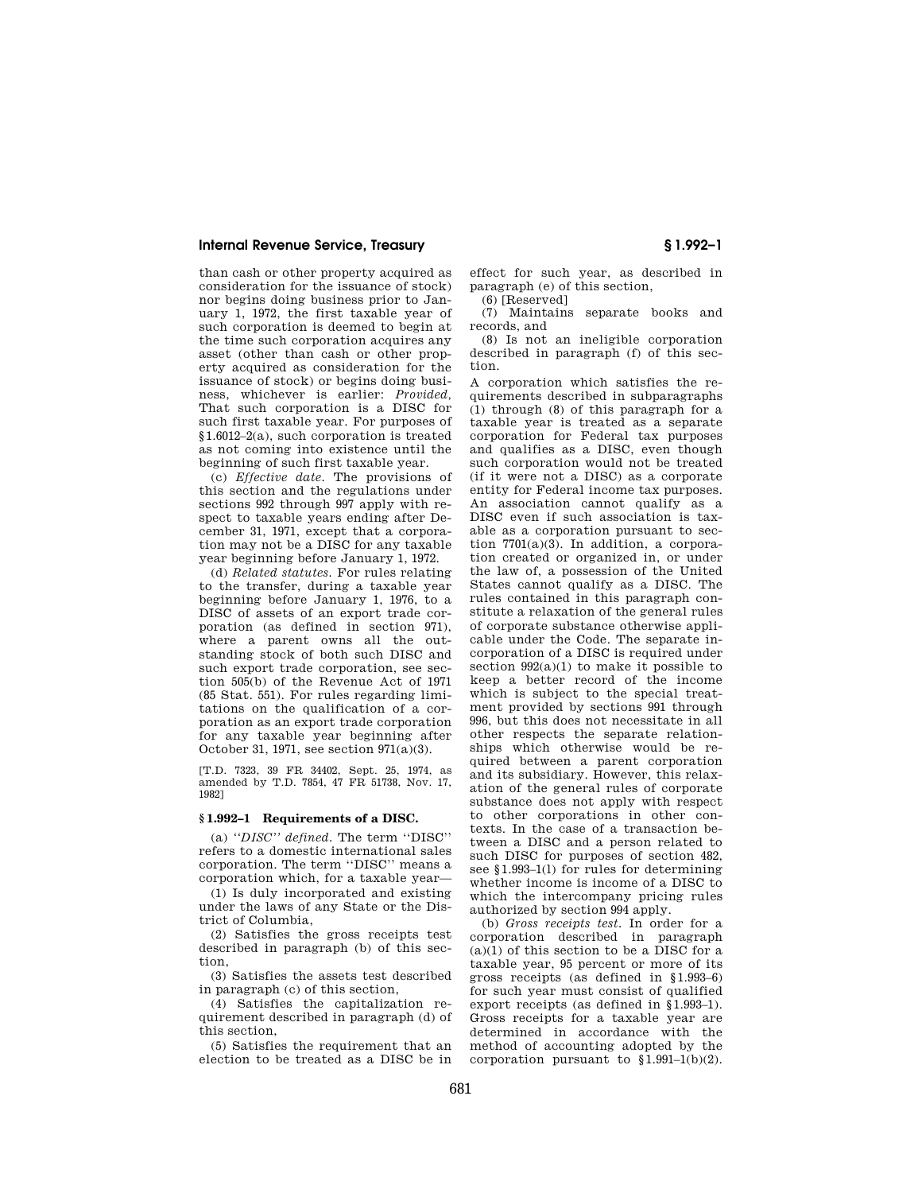than cash or other property acquired as consideration for the issuance of stock) nor begins doing business prior to January 1, 1972, the first taxable year of such corporation is deemed to begin at the time such corporation acquires any asset (other than cash or other property acquired as consideration for the issuance of stock) or begins doing business, whichever is earlier: *Provided,* That such corporation is a DISC for such first taxable year. For purposes of §1.6012–2(a), such corporation is treated as not coming into existence until the beginning of such first taxable year.

(c) *Effective date.* The provisions of this section and the regulations under sections 992 through 997 apply with respect to taxable years ending after December 31, 1971, except that a corporation may not be a DISC for any taxable year beginning before January 1, 1972.

(d) *Related statutes.* For rules relating to the transfer, during a taxable year beginning before January 1, 1976, to a DISC of assets of an export trade corporation (as defined in section 971), where a parent owns all the outstanding stock of both such DISC and such export trade corporation, see section 505(b) of the Revenue Act of 1971 (85 Stat. 551). For rules regarding limitations on the qualification of a corporation as an export trade corporation for any taxable year beginning after October 31, 1971, see section 971(a)(3).

[T.D. 7323, 39 FR 34402, Sept. 25, 1974, as amended by T.D. 7854, 47 FR 51738, Nov. 17, 1982]

## § 1.992–1 Requirements of a DISC.

(a) *''DISC'' defined.* The term ''DISC'' refers to a domestic international sales corporation. The term ''DISC'' means a corporation which, for a taxable year—

(1) Is duly incorporated and existing under the laws of any State or the District of Columbia,

(2) Satisfies the gross receipts test described in paragraph (b) of this section,

(3) Satisfies the assets test described in paragraph (c) of this section,

(4) Satisfies the capitalization requirement described in paragraph (d) of this section,

(5) Satisfies the requirement that an election to be treated as a DISC be in effect for such year, as described in paragraph (e) of this section,

(6) [Reserved]

(7) Maintains separate books and records, and

(8) Is not an ineligible corporation described in paragraph (f) of this section.

A corporation which satisfies the requirements described in subparagraphs (1) through (8) of this paragraph for a taxable year is treated as a separate corporation for Federal tax purposes and qualifies as a DISC, even though such corporation would not be treated (if it were not a DISC) as a corporate entity for Federal income tax purposes. An association cannot qualify as a DISC even if such association is taxable as a corporation pursuant to section 7701(a)(3). In addition, a corporation created or organized in, or under the law of, a possession of the United States cannot qualify as a DISC. The rules contained in this paragraph constitute a relaxation of the general rules of corporate substance otherwise applicable under the Code. The separate incorporation of a DISC is required under section 992(a)(1) to make it possible to keep a better record of the income which is subject to the special treatment provided by sections 991 through 996, but this does not necessitate in all other respects the separate relationships which otherwise would be required between a parent corporation and its subsidiary. However, this relaxation of the general rules of corporate substance does not apply with respect to other corporations in other contexts. In the case of a transaction between a DISC and a person related to such DISC for purposes of section 482, see §1.993–1(l) for rules for determining whether income is income of a DISC to which the intercompany pricing rules authorized by section 994 apply.

(b) *Gross receipts test.* In order for a corporation described in paragraph (a)(1) of this section to be a DISC for a taxable year, 95 percent or more of its gross receipts (as defined in §1.993–6) for such year must consist of qualified export receipts (as defined in §1.993–1). Gross receipts for a taxable year are determined in accordance with the method of accounting adopted by the corporation pursuant to §1.991–1(b)(2).